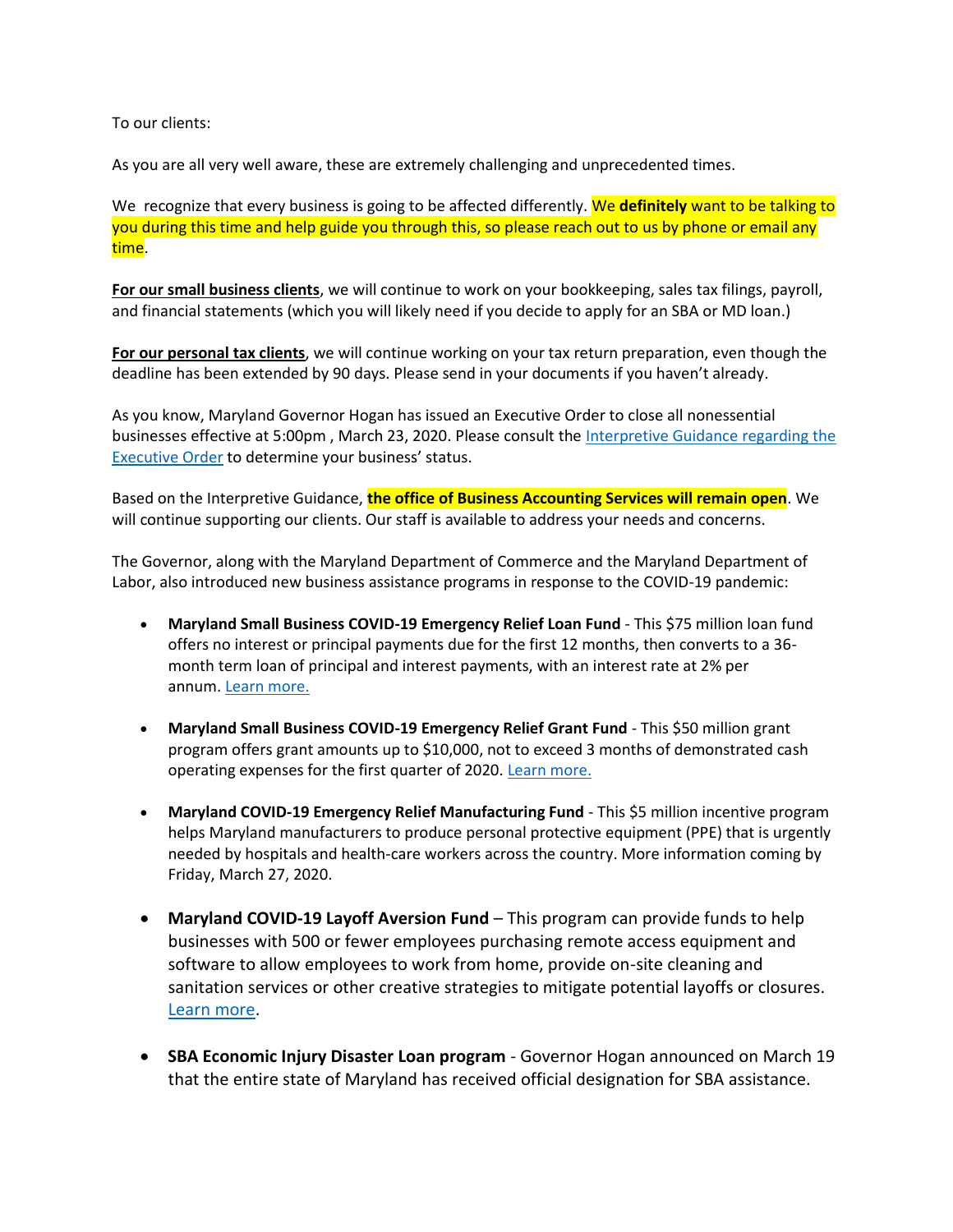To our clients:

As you are all very well aware, these are extremely challenging and unprecedented times.

We recognize that every business is going to be affected differently. We **definitely** want to be talking to you during this time and help guide you through this, so please reach out to us by phone or email any time.

**For our small business clients**, we will continue to work on your bookkeeping, sales tax filings, payroll, and financial statements (which you will likely need if you decide to apply for an SBA or MD loan.)

**For our personal tax clients**, we will continue working on your tax return preparation, even though the deadline has been extended by 90 days. Please send in your documents if you haven't already.

As you know, Maryland Governor Hogan has issued an Executive Order to close all nonessential businesses effective at 5:00pm , March 23, 2020. Please consult the Interpretive Guidance regarding the Executive Order to determine your business' status.

Based on the Interpretive Guidance, **the office of Business Accounting Services will remain open**. We will continue supporting our clients. Our staff is available to address your needs and concerns.

The Governor, along with the Maryland Department of Commerce and the Maryland Department of Labor, also introduced new business assistance programs in response to the COVID-19 pandemic:

- **Maryland Small Business COVID-19 Emergency Relief Loan Fund** - This $75 million loan fund offers no interest or principal payments due for the first 12 months, then converts to a 36-month term loan of principal and interest payments, with an interest rate at 2% per annum. Learn more.

- **Maryland Small Business COVID-19 Emergency Relief Grant Fund** - This $50 million grant program offers grant amounts up to $10,000, not to exceed 3 months of demonstrated cash operating expenses for the first quarter of 2020. Learn more.

- **Maryland COVID-19 Emergency Relief Manufacturing Fund** - This $5 million incentive program helps Maryland manufacturers to produce personal protective equipment (PPE) that is urgently needed by hospitals and health-care workers across the country. More information coming by Friday, March 27, 2020.

- **Maryland COVID-19 Layoff Aversion Fund** – This program can provide funds to help businesses with 500 or fewer employees purchasing remote access equipment and software to allow employees to work from home, provide on-site cleaning and sanitation services or other creative strategies to mitigate potential layoffs or closures. Learn more.

- **SBA Economic Injury Disaster Loan program** - Governor Hogan announced on March 19 that the entire state of Maryland has received official designation for SBA assistance.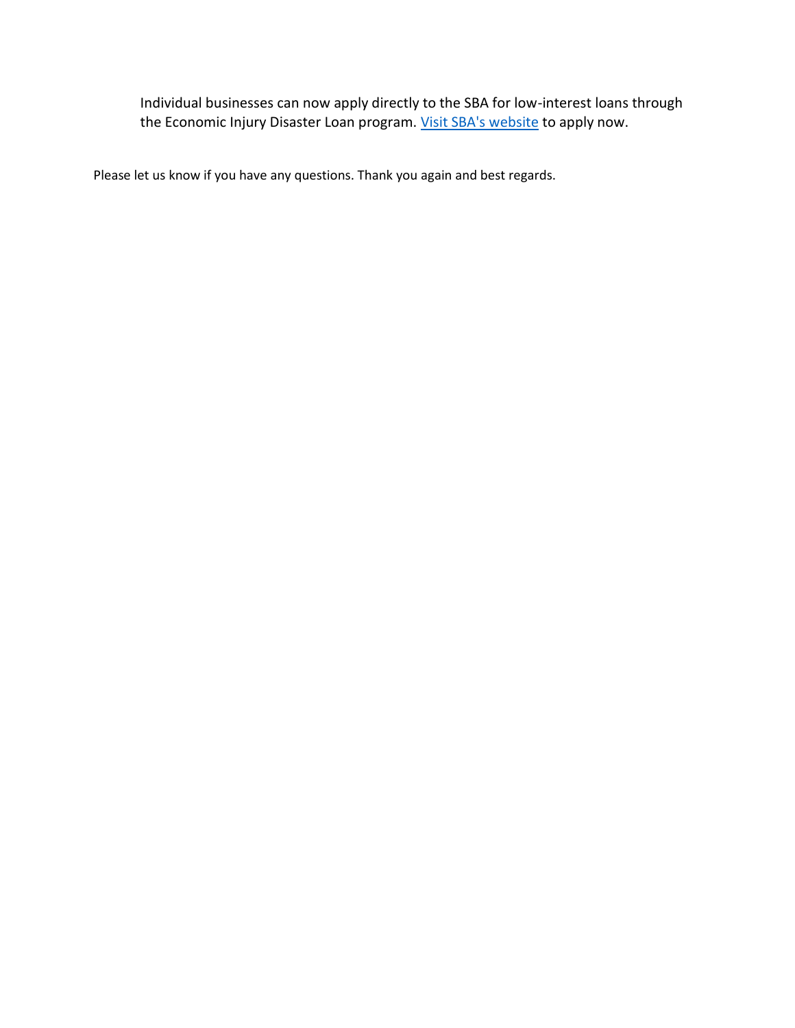Individual businesses can now apply directly to the SBA for low-interest loans through the Economic Injury Disaster Loan program. Visit SBA's website to apply now.

Please let us know if you have any questions. Thank you again and best regards.